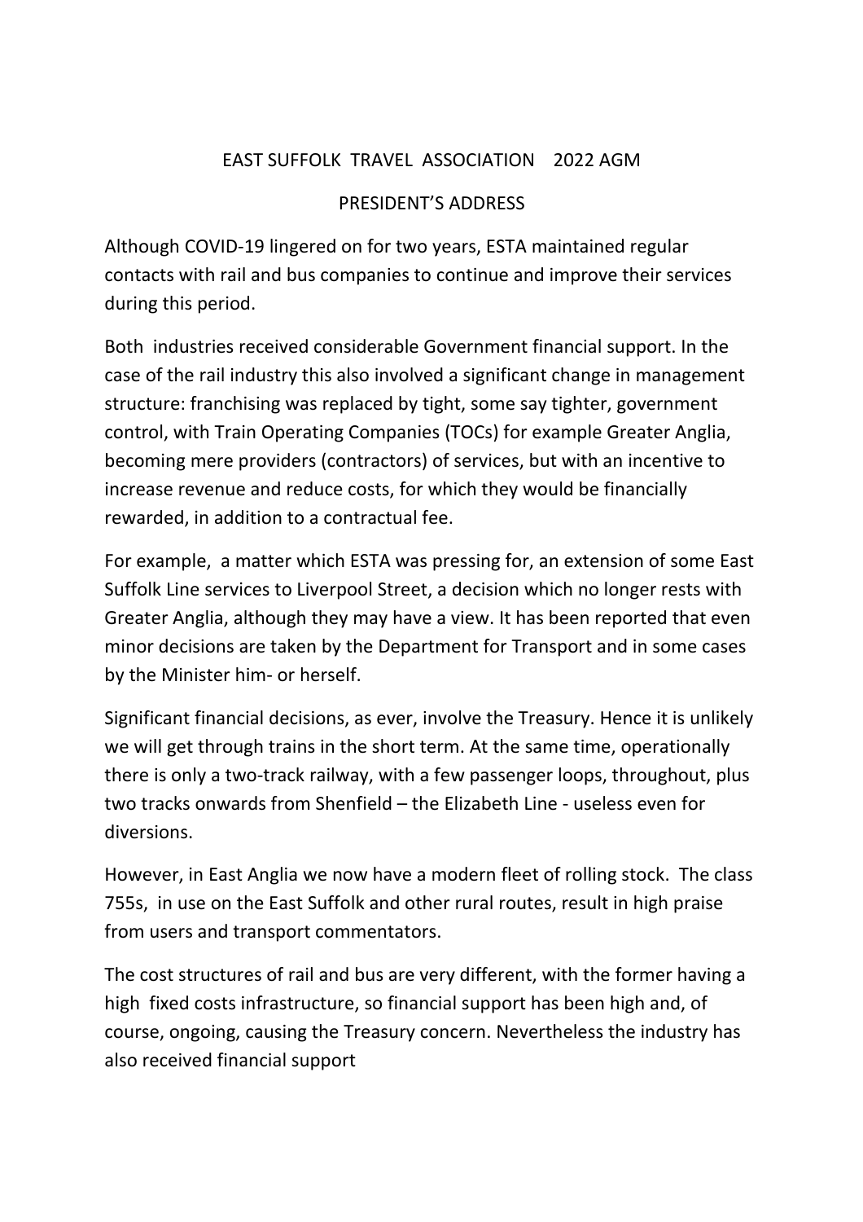# EAST SUFFOLK TRAVEL ASSOCIATION 2022 AGM

## PRESIDENT'S ADDRESS

Although COVID-19 lingered on for two years, ESTA maintained regular contacts with rail and bus companies to continue and improve their services during this period.

Both industries received considerable Government financial support. In the case of the rail industry this also involved a significant change in management structure: franchising was replaced by tight, some say tighter, government control, with Train Operating Companies (TOCs) for example Greater Anglia, becoming mere providers (contractors) of services, but with an incentive to increase revenue and reduce costs, for which they would be financially rewarded, in addition to a contractual fee.

For example, a matter which ESTA was pressing for, an extension of some East Suffolk Line services to Liverpool Street, a decision which no longer rests with Greater Anglia, although they may have a view. It has been reported that even minor decisions are taken by the Department for Transport and in some cases by the Minister him- or herself.

Significant financial decisions, as ever, involve the Treasury. Hence it is unlikely we will get through trains in the short term. At the same time, operationally there is only a two-track railway, with a few passenger loops, throughout, plus two tracks onwards from Shenfield – the Elizabeth Line - useless even for diversions.

However, in East Anglia we now have a modern fleet of rolling stock. The class 755s, in use on the East Suffolk and other rural routes, result in high praise from users and transport commentators.

The cost structures of rail and bus are very different, with the former having a high fixed costs infrastructure, so financial support has been high and, of course, ongoing, causing the Treasury concern. Nevertheless the industry has also received financial support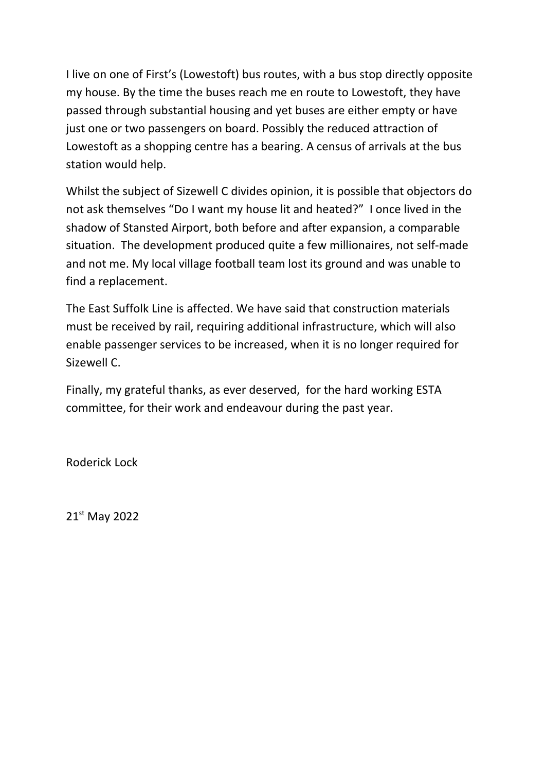I live on one of First's (Lowestoft) bus routes, with a bus stop directly opposite my house. By the time the buses reach me en route to Lowestoft, they have passed through substantial housing and yet buses are either empty or have just one or two passengers on board. Possibly the reduced attraction of Lowestoft as a shopping centre has a bearing. A census of arrivals at the bus station would help.

Whilst the subject of Sizewell C divides opinion, it is possible that objectors do not ask themselves "Do I want my house lit and heated?" I once lived in the shadow of Stansted Airport, both before and after expansion, a comparable situation. The development produced quite a few millionaires, not self-made and not me. My local village football team lost its ground and was unable to find a replacement.

The East Suffolk Line is affected. We have said that construction materials must be received by rail, requiring additional infrastructure, which will also enable passenger services to be increased, when it is no longer required for Sizewell C.

Finally, my grateful thanks, as ever deserved, for the hard working ESTA committee, for their work and endeavour during the past year.

Roderick Lock

21st May 2022